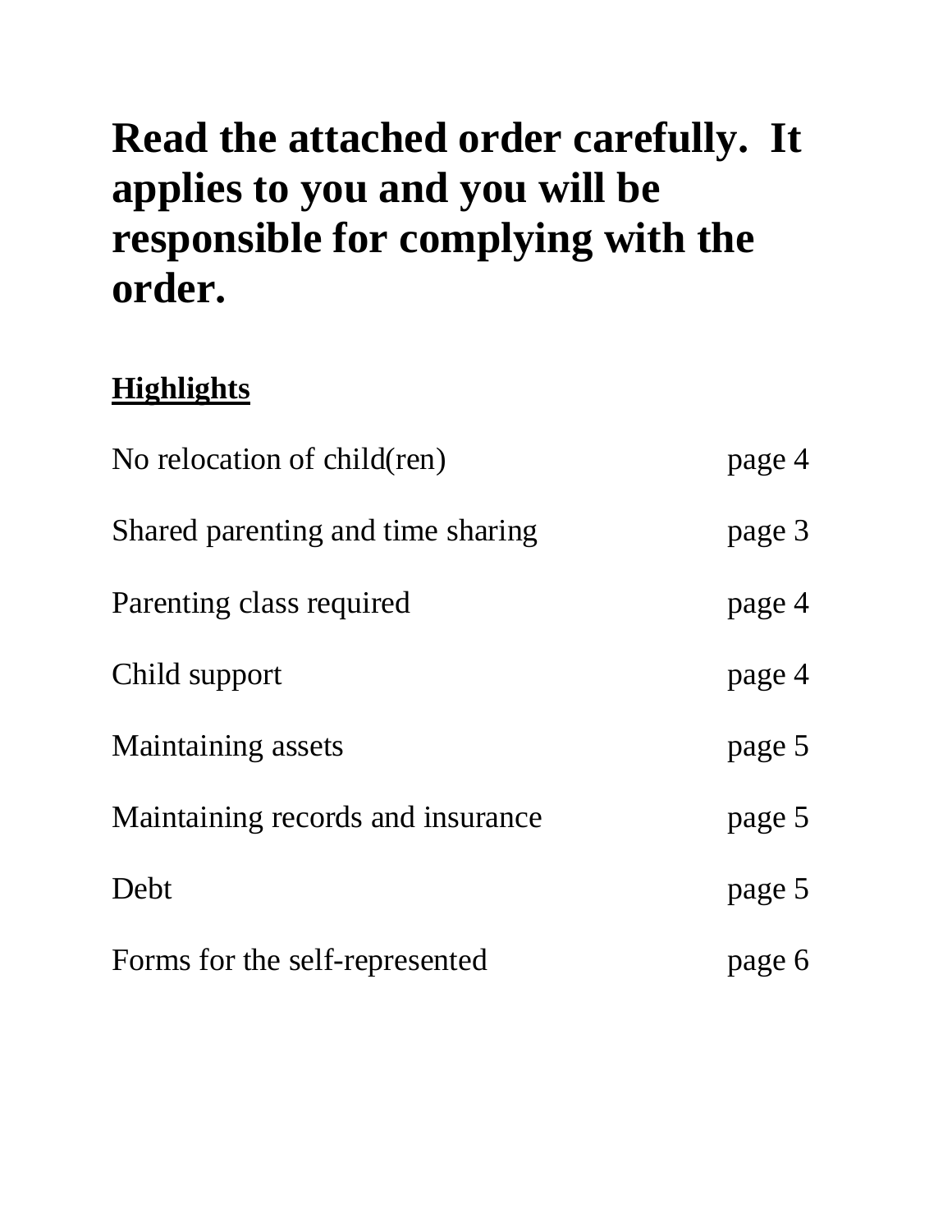# Read the attached order carefully. It applies to you and you will be responsible for complying with the order.

**Highlights**

| | |
|---|---|
| No relocation of child(ren) | page 4 |
| Shared parenting and time sharing | page 3 |
| Parenting class required | page 4 |
| Child support | page 4 |
| Maintaining assets | page 5 |
| Maintaining records and insurance | page 5 |
| Debt | page 5 |
| Forms for the self-represented | page 6 |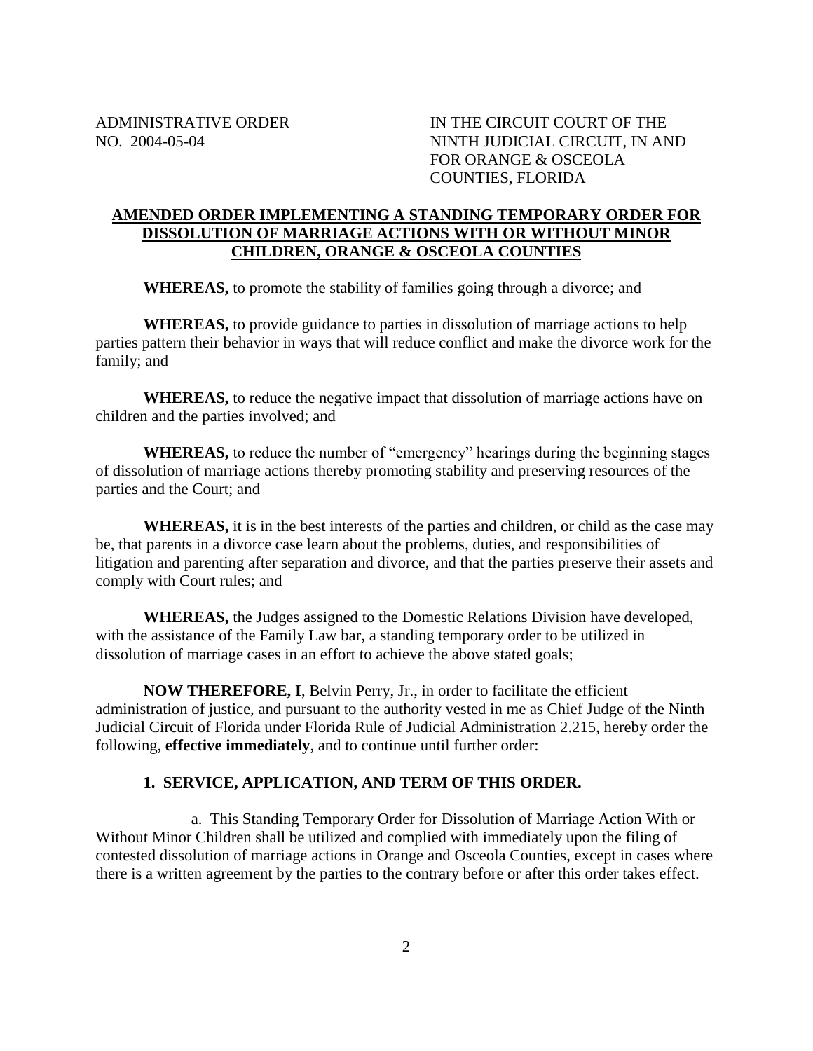ADMINISTRATIVE ORDER
NO. 2004-05-04

IN THE CIRCUIT COURT OF THE NINTH JUDICIAL CIRCUIT, IN AND FOR ORANGE & OSCEOLA COUNTIES, FLORIDA

## AMENDED ORDER IMPLEMENTING A STANDING TEMPORARY ORDER FOR DISSOLUTION OF MARRIAGE ACTIONS WITH OR WITHOUT MINOR CHILDREN, ORANGE & OSCEOLA COUNTIES

**WHEREAS,** to promote the stability of families going through a divorce; and

**WHEREAS,** to provide guidance to parties in dissolution of marriage actions to help parties pattern their behavior in ways that will reduce conflict and make the divorce work for the family; and

**WHEREAS,** to reduce the negative impact that dissolution of marriage actions have on children and the parties involved; and

**WHEREAS,** to reduce the number of "emergency" hearings during the beginning stages of dissolution of marriage actions thereby promoting stability and preserving resources of the parties and the Court; and

**WHEREAS,** it is in the best interests of the parties and children, or child as the case may be, that parents in a divorce case learn about the problems, duties, and responsibilities of litigation and parenting after separation and divorce, and that the parties preserve their assets and comply with Court rules; and

**WHEREAS,** the Judges assigned to the Domestic Relations Division have developed, with the assistance of the Family Law bar, a standing temporary order to be utilized in dissolution of marriage cases in an effort to achieve the above stated goals;

**NOW THEREFORE, I**, Belvin Perry, Jr., in order to facilitate the efficient administration of justice, and pursuant to the authority vested in me as Chief Judge of the Ninth Judicial Circuit of Florida under Florida Rule of Judicial Administration 2.215, hereby order the following, **effective immediately**, and to continue until further order:

### 1. SERVICE, APPLICATION, AND TERM OF THIS ORDER.

a. This Standing Temporary Order for Dissolution of Marriage Action With or Without Minor Children shall be utilized and complied with immediately upon the filing of contested dissolution of marriage actions in Orange and Osceola Counties, except in cases where there is a written agreement by the parties to the contrary before or after this order takes effect.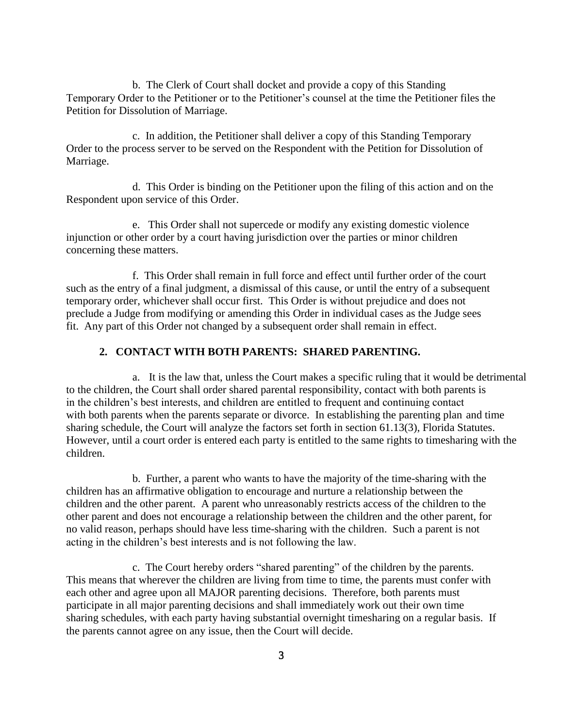b. The Clerk of Court shall docket and provide a copy of this Standing Temporary Order to the Petitioner or to the Petitioner's counsel at the time the Petitioner files the Petition for Dissolution of Marriage.

c. In addition, the Petitioner shall deliver a copy of this Standing Temporary Order to the process server to be served on the Respondent with the Petition for Dissolution of Marriage.

d. This Order is binding on the Petitioner upon the filing of this action and on the Respondent upon service of this Order.

e. This Order shall not supercede or modify any existing domestic violence injunction or other order by a court having jurisdiction over the parties or minor children concerning these matters.

f. This Order shall remain in full force and effect until further order of the court such as the entry of a final judgment, a dismissal of this cause, or until the entry of a subsequent temporary order, whichever shall occur first. This Order is without prejudice and does not preclude a Judge from modifying or amending this Order in individual cases as the Judge sees fit. Any part of this Order not changed by a subsequent order shall remain in effect.

## 2. CONTACT WITH BOTH PARENTS: SHARED PARENTING.

a. It is the law that, unless the Court makes a specific ruling that it would be detrimental to the children, the Court shall order shared parental responsibility, contact with both parents is in the children's best interests, and children are entitled to frequent and continuing contact with both parents when the parents separate or divorce. In establishing the parenting plan and time sharing schedule, the Court will analyze the factors set forth in section 61.13(3), Florida Statutes. However, until a court order is entered each party is entitled to the same rights to timesharing with the children.

b. Further, a parent who wants to have the majority of the time-sharing with the children has an affirmative obligation to encourage and nurture a relationship between the children and the other parent. A parent who unreasonably restricts access of the children to the other parent and does not encourage a relationship between the children and the other parent, for no valid reason, perhaps should have less time-sharing with the children. Such a parent is not acting in the children's best interests and is not following the law.

c. The Court hereby orders "shared parenting" of the children by the parents. This means that wherever the children are living from time to time, the parents must confer with each other and agree upon all MAJOR parenting decisions. Therefore, both parents must participate in all major parenting decisions and shall immediately work out their own time sharing schedules, with each party having substantial overnight timesharing on a regular basis. If the parents cannot agree on any issue, then the Court will decide.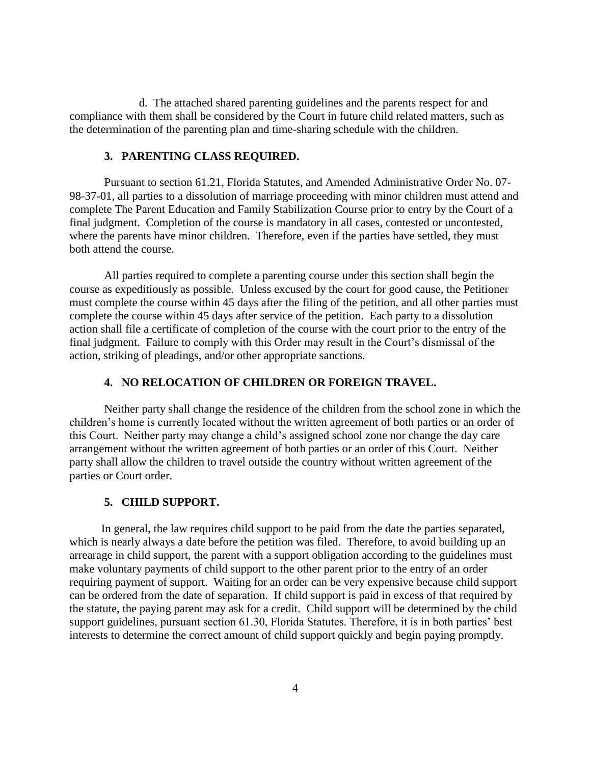d. The attached shared parenting guidelines and the parents respect for and compliance with them shall be considered by the Court in future child related matters, such as the determination of the parenting plan and time-sharing schedule with the children.

### 3. PARENTING CLASS REQUIRED.

Pursuant to section 61.21, Florida Statutes, and Amended Administrative Order No. 07-98-37-01, all parties to a dissolution of marriage proceeding with minor children must attend and complete The Parent Education and Family Stabilization Course prior to entry by the Court of a final judgment. Completion of the course is mandatory in all cases, contested or uncontested, where the parents have minor children. Therefore, even if the parties have settled, they must both attend the course.

All parties required to complete a parenting course under this section shall begin the course as expeditiously as possible. Unless excused by the court for good cause, the Petitioner must complete the course within 45 days after the filing of the petition, and all other parties must complete the course within 45 days after service of the petition. Each party to a dissolution action shall file a certificate of completion of the course with the court prior to the entry of the final judgment. Failure to comply with this Order may result in the Court's dismissal of the action, striking of pleadings, and/or other appropriate sanctions.

### 4. NO RELOCATION OF CHILDREN OR FOREIGN TRAVEL.

Neither party shall change the residence of the children from the school zone in which the children's home is currently located without the written agreement of both parties or an order of this Court. Neither party may change a child's assigned school zone nor change the day care arrangement without the written agreement of both parties or an order of this Court. Neither party shall allow the children to travel outside the country without written agreement of the parties or Court order.

### 5. CHILD SUPPORT.

In general, the law requires child support to be paid from the date the parties separated, which is nearly always a date before the petition was filed. Therefore, to avoid building up an arrearage in child support, the parent with a support obligation according to the guidelines must make voluntary payments of child support to the other parent prior to the entry of an order requiring payment of support. Waiting for an order can be very expensive because child support can be ordered from the date of separation. If child support is paid in excess of that required by the statute, the paying parent may ask for a credit. Child support will be determined by the child support guidelines, pursuant section 61.30, Florida Statutes. Therefore, it is in both parties' best interests to determine the correct amount of child support quickly and begin paying promptly.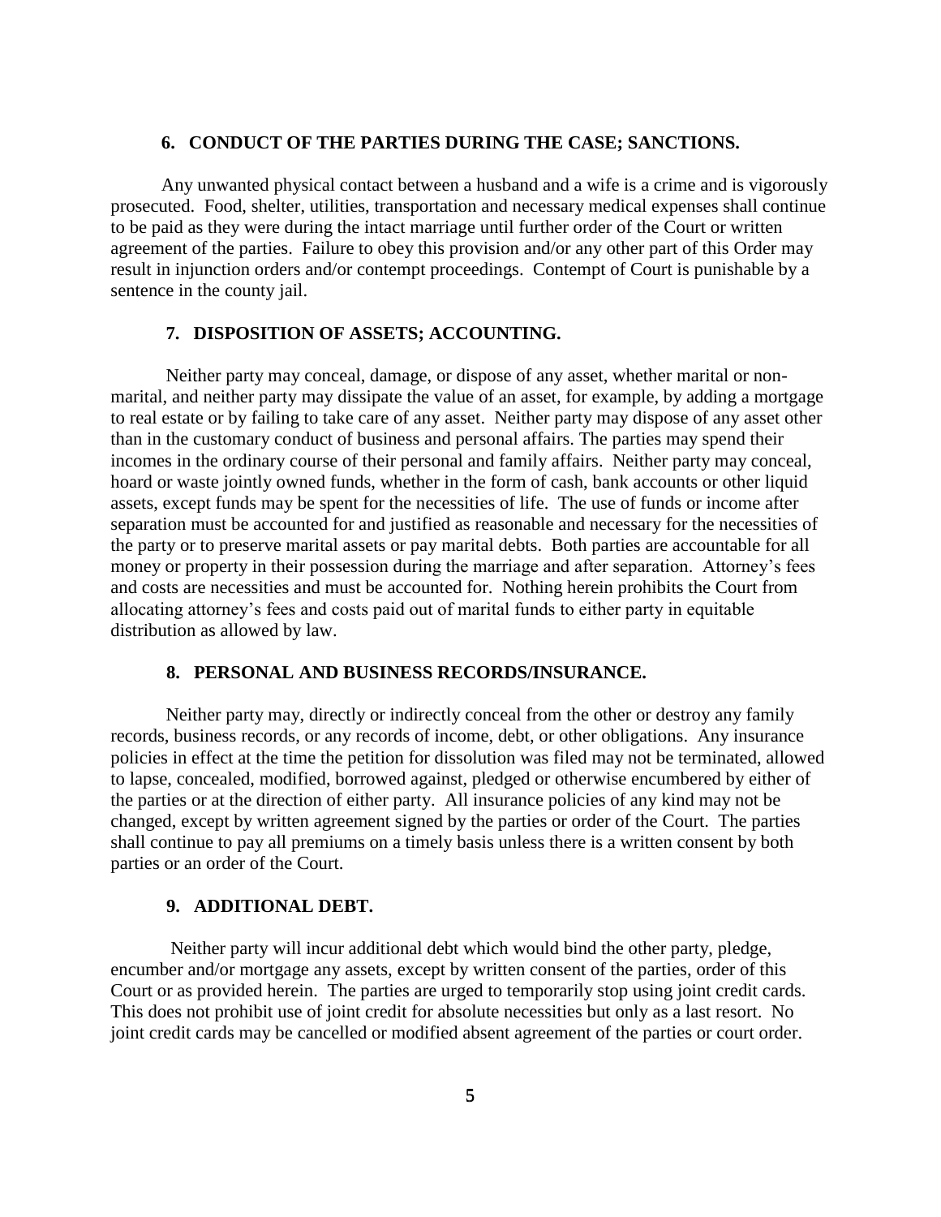### 6. CONDUCT OF THE PARTIES DURING THE CASE; SANCTIONS.

Any unwanted physical contact between a husband and a wife is a crime and is vigorously prosecuted. Food, shelter, utilities, transportation and necessary medical expenses shall continue to be paid as they were during the intact marriage until further order of the Court or written agreement of the parties. Failure to obey this provision and/or any other part of this Order may result in injunction orders and/or contempt proceedings. Contempt of Court is punishable by a sentence in the county jail.

### 7. DISPOSITION OF ASSETS; ACCOUNTING.

Neither party may conceal, damage, or dispose of any asset, whether marital or non-marital, and neither party may dissipate the value of an asset, for example, by adding a mortgage to real estate or by failing to take care of any asset. Neither party may dispose of any asset other than in the customary conduct of business and personal affairs. The parties may spend their incomes in the ordinary course of their personal and family affairs. Neither party may conceal, hoard or waste jointly owned funds, whether in the form of cash, bank accounts or other liquid assets, except funds may be spent for the necessities of life. The use of funds or income after separation must be accounted for and justified as reasonable and necessary for the necessities of the party or to preserve marital assets or pay marital debts. Both parties are accountable for all money or property in their possession during the marriage and after separation. Attorney's fees and costs are necessities and must be accounted for. Nothing herein prohibits the Court from allocating attorney's fees and costs paid out of marital funds to either party in equitable distribution as allowed by law.

### 8. PERSONAL AND BUSINESS RECORDS/INSURANCE.

Neither party may, directly or indirectly conceal from the other or destroy any family records, business records, or any records of income, debt, or other obligations. Any insurance policies in effect at the time the petition for dissolution was filed may not be terminated, allowed to lapse, concealed, modified, borrowed against, pledged or otherwise encumbered by either of the parties or at the direction of either party. All insurance policies of any kind may not be changed, except by written agreement signed by the parties or order of the Court. The parties shall continue to pay all premiums on a timely basis unless there is a written consent by both parties or an order of the Court.

### 9. ADDITIONAL DEBT.

Neither party will incur additional debt which would bind the other party, pledge, encumber and/or mortgage any assets, except by written consent of the parties, order of this Court or as provided herein. The parties are urged to temporarily stop using joint credit cards. This does not prohibit use of joint credit for absolute necessities but only as a last resort. No joint credit cards may be cancelled or modified absent agreement of the parties or court order.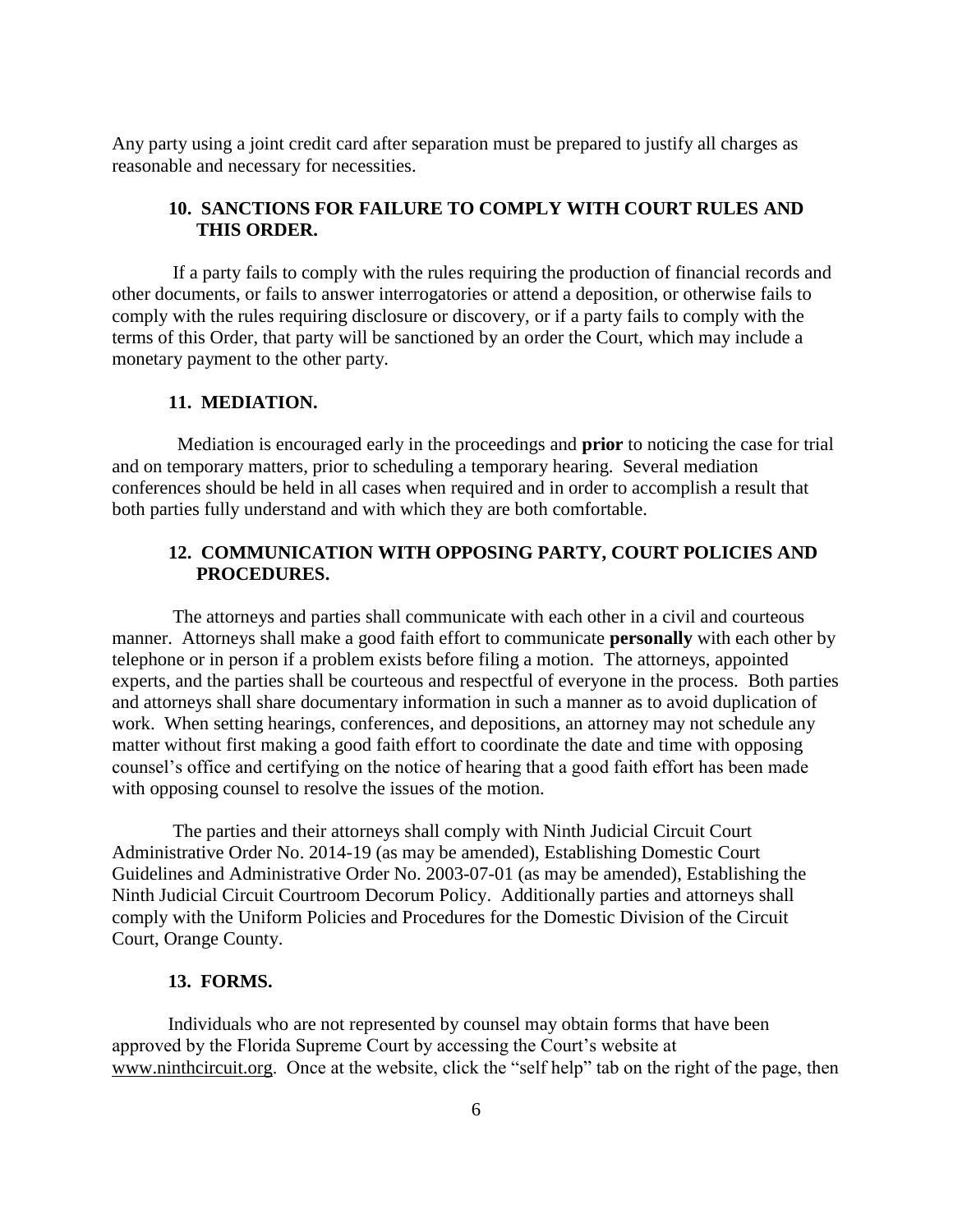Any party using a joint credit card after separation must be prepared to justify all charges as reasonable and necessary for necessities.

### 10. SANCTIONS FOR FAILURE TO COMPLY WITH COURT RULES AND THIS ORDER.

If a party fails to comply with the rules requiring the production of financial records and other documents, or fails to answer interrogatories or attend a deposition, or otherwise fails to comply with the rules requiring disclosure or discovery, or if a party fails to comply with the terms of this Order, that party will be sanctioned by an order the Court, which may include a monetary payment to the other party.

### 11. MEDIATION.

Mediation is encouraged early in the proceedings and **prior** to noticing the case for trial and on temporary matters, prior to scheduling a temporary hearing. Several mediation conferences should be held in all cases when required and in order to accomplish a result that both parties fully understand and with which they are both comfortable.

### 12. COMMUNICATION WITH OPPOSING PARTY, COURT POLICIES AND PROCEDURES.

The attorneys and parties shall communicate with each other in a civil and courteous manner. Attorneys shall make a good faith effort to communicate **personally** with each other by telephone or in person if a problem exists before filing a motion. The attorneys, appointed experts, and the parties shall be courteous and respectful of everyone in the process. Both parties and attorneys shall share documentary information in such a manner as to avoid duplication of work. When setting hearings, conferences, and depositions, an attorney may not schedule any matter without first making a good faith effort to coordinate the date and time with opposing counsel's office and certifying on the notice of hearing that a good faith effort has been made with opposing counsel to resolve the issues of the motion.

The parties and their attorneys shall comply with Ninth Judicial Circuit Court Administrative Order No. 2014-19 (as may be amended), Establishing Domestic Court Guidelines and Administrative Order No. 2003-07-01 (as may be amended), Establishing the Ninth Judicial Circuit Courtroom Decorum Policy. Additionally parties and attorneys shall comply with the Uniform Policies and Procedures for the Domestic Division of the Circuit Court, Orange County.

### 13. FORMS.

Individuals who are not represented by counsel may obtain forms that have been approved by the Florida Supreme Court by accessing the Court's website at www.ninthcircuit.org. Once at the website, click the "self help" tab on the right of the page, then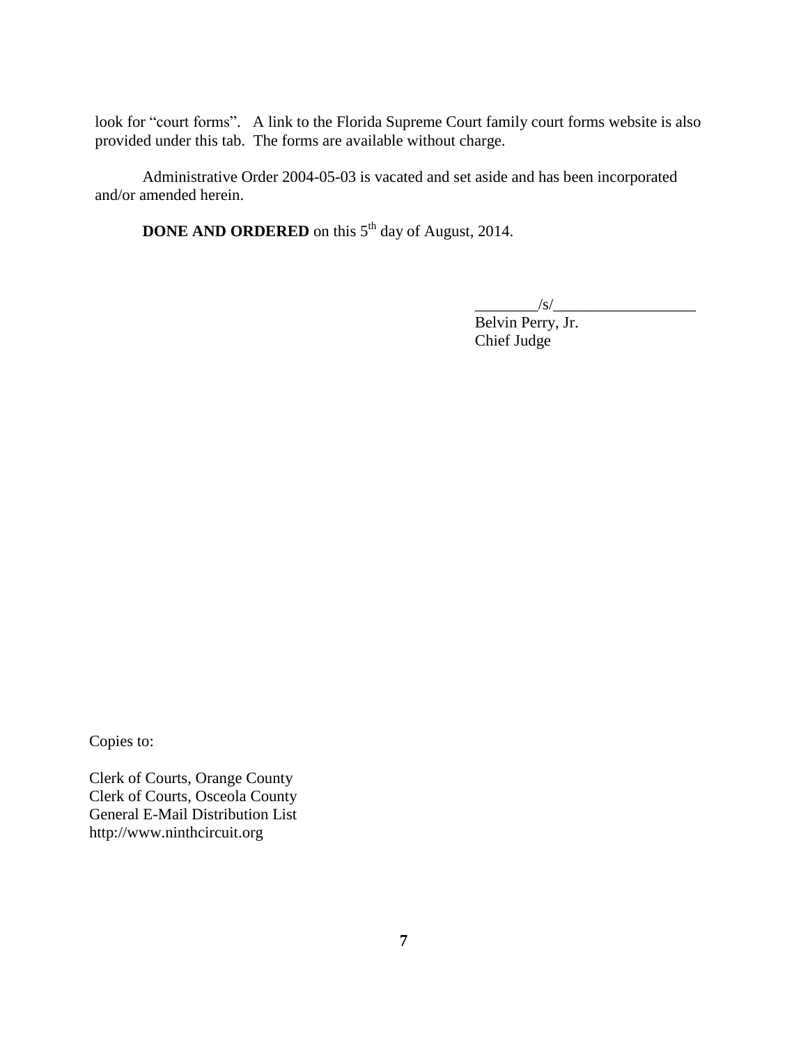look for "court forms". A link to the Florida Supreme Court family court forms website is also provided under this tab. The forms are available without charge.

Administrative Order 2004-05-03 is vacated and set aside and has been incorporated and/or amended herein.

**DONE AND ORDERED** on this 5th day of August, 2014.

________/s/__________________
Belvin Perry, Jr.
Chief Judge

Copies to:

Clerk of Courts, Orange County
Clerk of Courts, Osceola County
General E-Mail Distribution List
http://www.ninthcircuit.org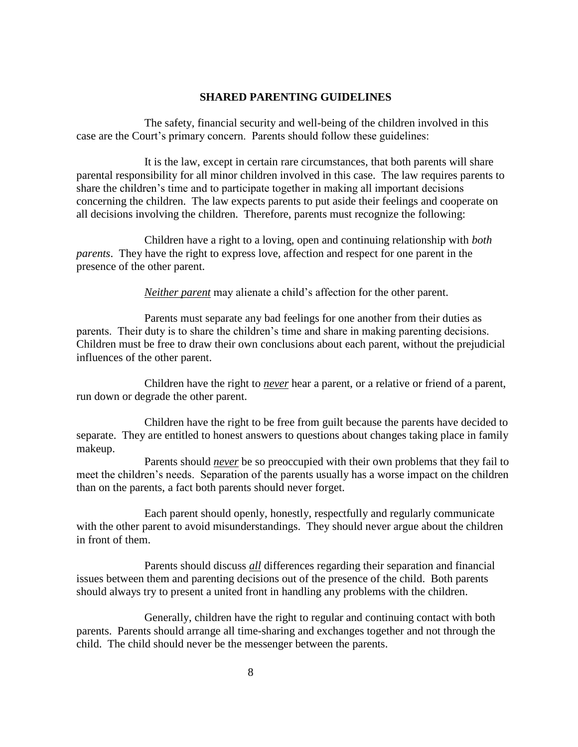## SHARED PARENTING GUIDELINES

The safety, financial security and well-being of the children involved in this case are the Court's primary concern. Parents should follow these guidelines:

It is the law, except in certain rare circumstances, that both parents will share parental responsibility for all minor children involved in this case. The law requires parents to share the children's time and to participate together in making all important decisions concerning the children. The law expects parents to put aside their feelings and cooperate on all decisions involving the children. Therefore, parents must recognize the following:

Children have a right to a loving, open and continuing relationship with *both parents*. They have the right to express love, affection and respect for one parent in the presence of the other parent.

*Neither parent* may alienate a child's affection for the other parent.

Parents must separate any bad feelings for one another from their duties as parents. Their duty is to share the children's time and share in making parenting decisions. Children must be free to draw their own conclusions about each parent, without the prejudicial influences of the other parent.

Children have the right to *never* hear a parent, or a relative or friend of a parent, run down or degrade the other parent.

Children have the right to be free from guilt because the parents have decided to separate. They are entitled to honest answers to questions about changes taking place in family makeup.

Parents should *never* be so preoccupied with their own problems that they fail to meet the children's needs. Separation of the parents usually has a worse impact on the children than on the parents, a fact both parents should never forget.

Each parent should openly, honestly, respectfully and regularly communicate with the other parent to avoid misunderstandings. They should never argue about the children in front of them.

Parents should discuss ***all*** differences regarding their separation and financial issues between them and parenting decisions out of the presence of the child. Both parents should always try to present a united front in handling any problems with the children.

Generally, children have the right to regular and continuing contact with both parents. Parents should arrange all time-sharing and exchanges together and not through the child. The child should never be the messenger between the parents.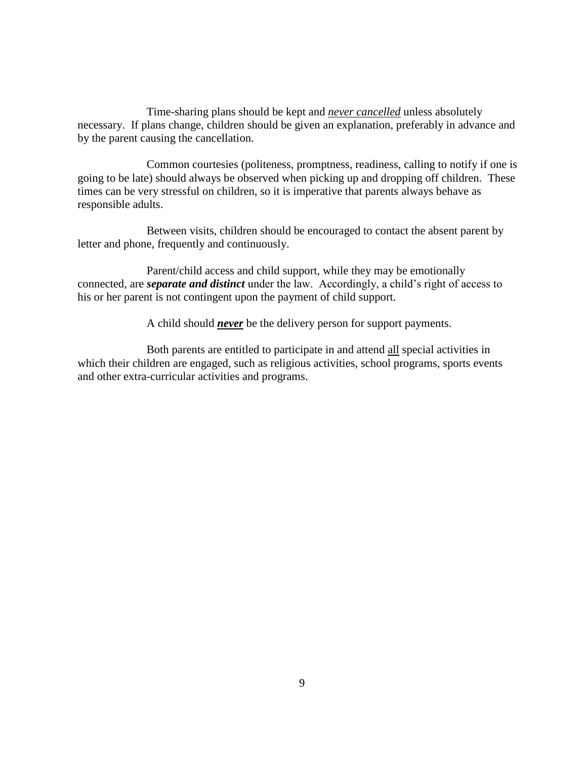Time-sharing plans should be kept and *never cancelled* unless absolutely necessary. If plans change, children should be given an explanation, preferably in advance and by the parent causing the cancellation.

Common courtesies (politeness, promptness, readiness, calling to notify if one is going to be late) should always be observed when picking up and dropping off children. These times can be very stressful on children, so it is imperative that parents always behave as responsible adults.

Between visits, children should be encouraged to contact the absent parent by letter and phone, frequently and continuously.

Parent/child access and child support, while they may be emotionally connected, are ***separate and distinct*** under the law. Accordingly, a child's right of access to his or her parent is not contingent upon the payment of child support.

A child should ***never*** be the delivery person for support payments.

Both parents are entitled to participate in and attend all special activities in which their children are engaged, such as religious activities, school programs, sports events and other extra-curricular activities and programs.